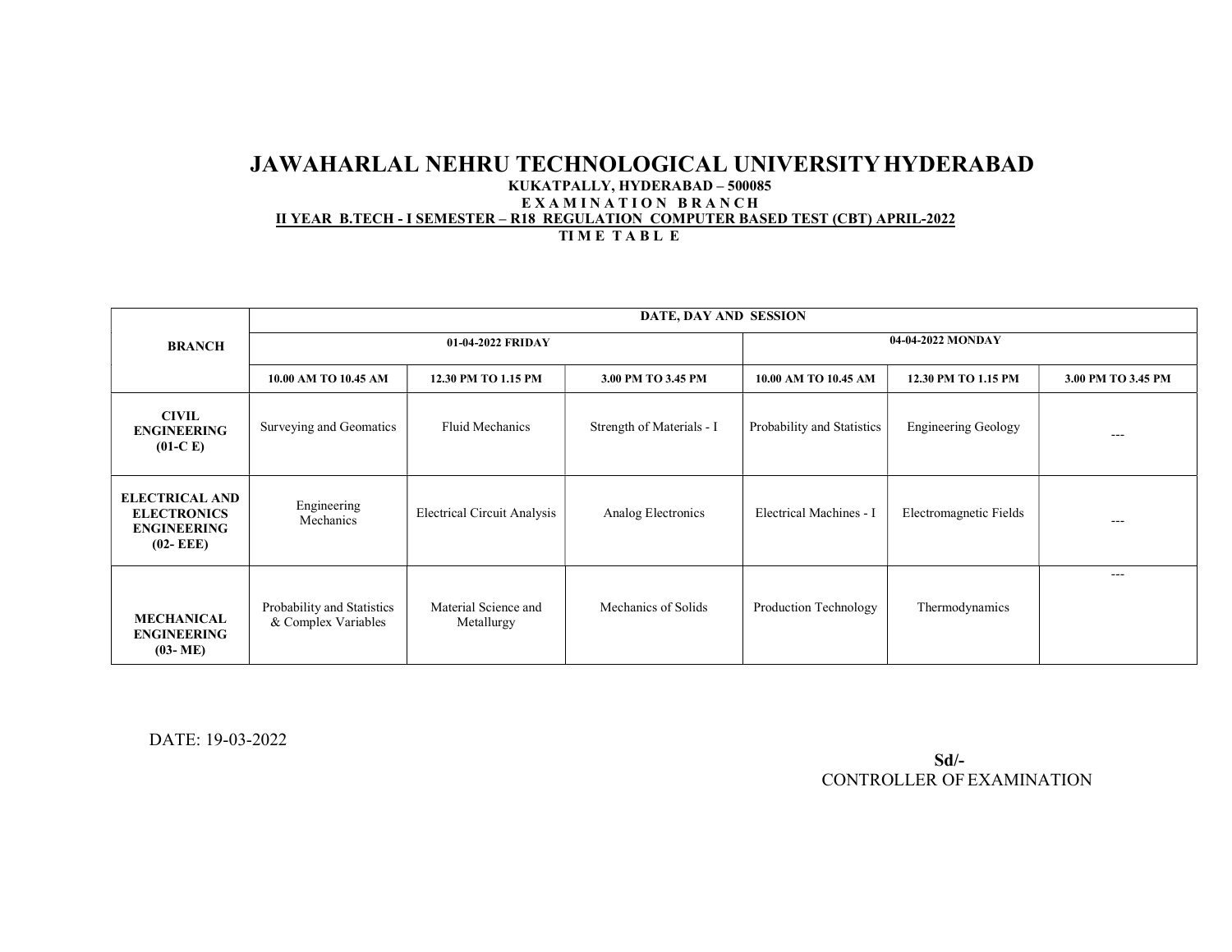# JAWAHARLAL NEHRU TECHNOLOGICAL UNIVERSITY HYDERABAD

**KUKATPALLY, HYDERABAD – 500085**

**E X A M I N A T I O N B R A N C H**

**II YEAR B.TECH - I SEMESTER – R18 REGULATION COMPUTER BASED TEST (CBT) APRIL-2022**

**TI M E T A B L E**

| BRANCH | DATE, DAY AND SESSION | | | | | |
|---|---|---|---|---|---|---|
| | 01-04-2022 FRIDAY | | | 04-04-2022 MONDAY | | |
| | 10.00 AM TO 10.45 AM | 12.30 PM TO 1.15 PM | 3.00 PM TO 3.45 PM | 10.00 AM TO 10.45 AM | 12.30 PM TO 1.15 PM | 3.00 PM TO 3.45 PM |
| **CIVIL ENGINEERING (01-C E)** | Surveying and Geomatics | Fluid Mechanics | Strength of Materials - I | Probability and Statistics | Engineering Geology | --- |
| **ELECTRICAL AND ELECTRONICS ENGINEERING (02- EEE)** | Engineering Mechanics | Electrical Circuit Analysis | Analog Electronics | Electrical Machines - I | Electromagnetic Fields | --- |
| **MECHANICAL ENGINEERING (03- ME)** | Probability and Statistics & Complex Variables | Material Science and Metallurgy | Mechanics of Solids | Production Technology | Thermodynamics | --- |

DATE: 19-03-2022

**Sd/-**
CONTROLLER OF EXAMINATION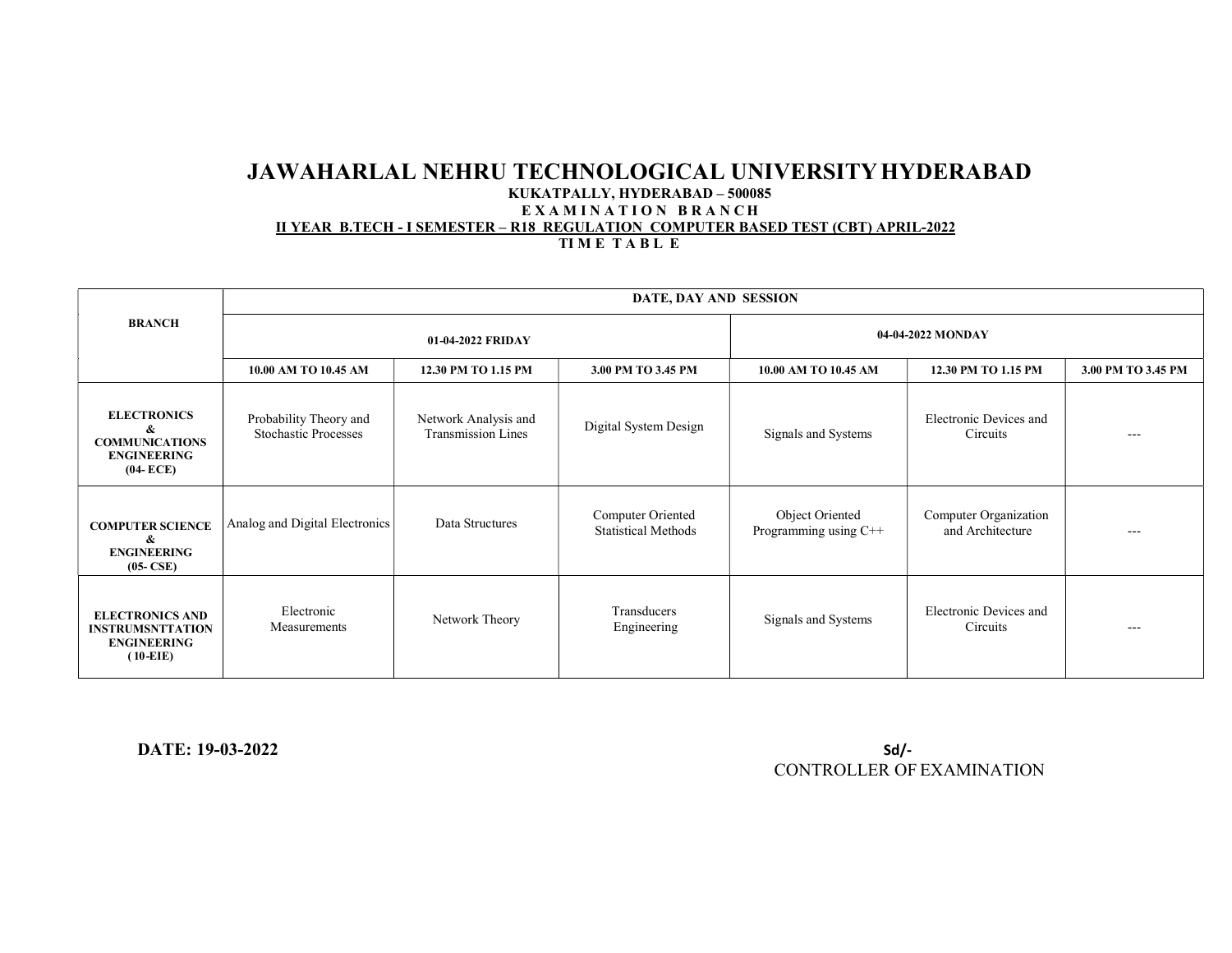# JAWAHARLAL NEHRU TECHNOLOGICAL UNIVERSITY HYDERABAD

**KUKATPALLY, HYDERABAD – 500085**

**E X A M I N A T I O N B R A N C H**

**II YEAR B.TECH - I SEMESTER – R18 REGULATION COMPUTER BASED TEST (CBT) APRIL-2022**

**TI M E T A B L E**

| BRANCH | DATE, DAY AND SESSION | | | | | |
|---|---|---|---|---|---|---|
| | 01-04-2022 FRIDAY | | | 04-04-2022 MONDAY | | |
| | 10.00 AM TO 10.45 AM | 12.30 PM TO 1.15 PM | 3.00 PM TO 3.45 PM | 10.00 AM TO 10.45 AM | 12.30 PM TO 1.15 PM | 3.00 PM TO 3.45 PM |
| **ELECTRONICS & COMMUNICATIONS ENGINEERING (04- ECE)** | Probability Theory and Stochastic Processes | Network Analysis and Transmission Lines | Digital System Design | Signals and Systems | Electronic Devices and Circuits | --- |
| **COMPUTER SCIENCE & ENGINEERING (05- CSE)** | Analog and Digital Electronics | Data Structures | Computer Oriented Statistical Methods | Object Oriented Programming using C++ | Computer Organization and Architecture | --- |
| **ELECTRONICS AND INSTRUMSNTTATION ENGINEERING ( 10-EIE)** | Electronic Measurements | Network Theory | Transducers Engineering | Signals and Systems | Electronic Devices and Circuits | --- |

**DATE: 19-03-2022**

Sd/-
CONTROLLER OF EXAMINATION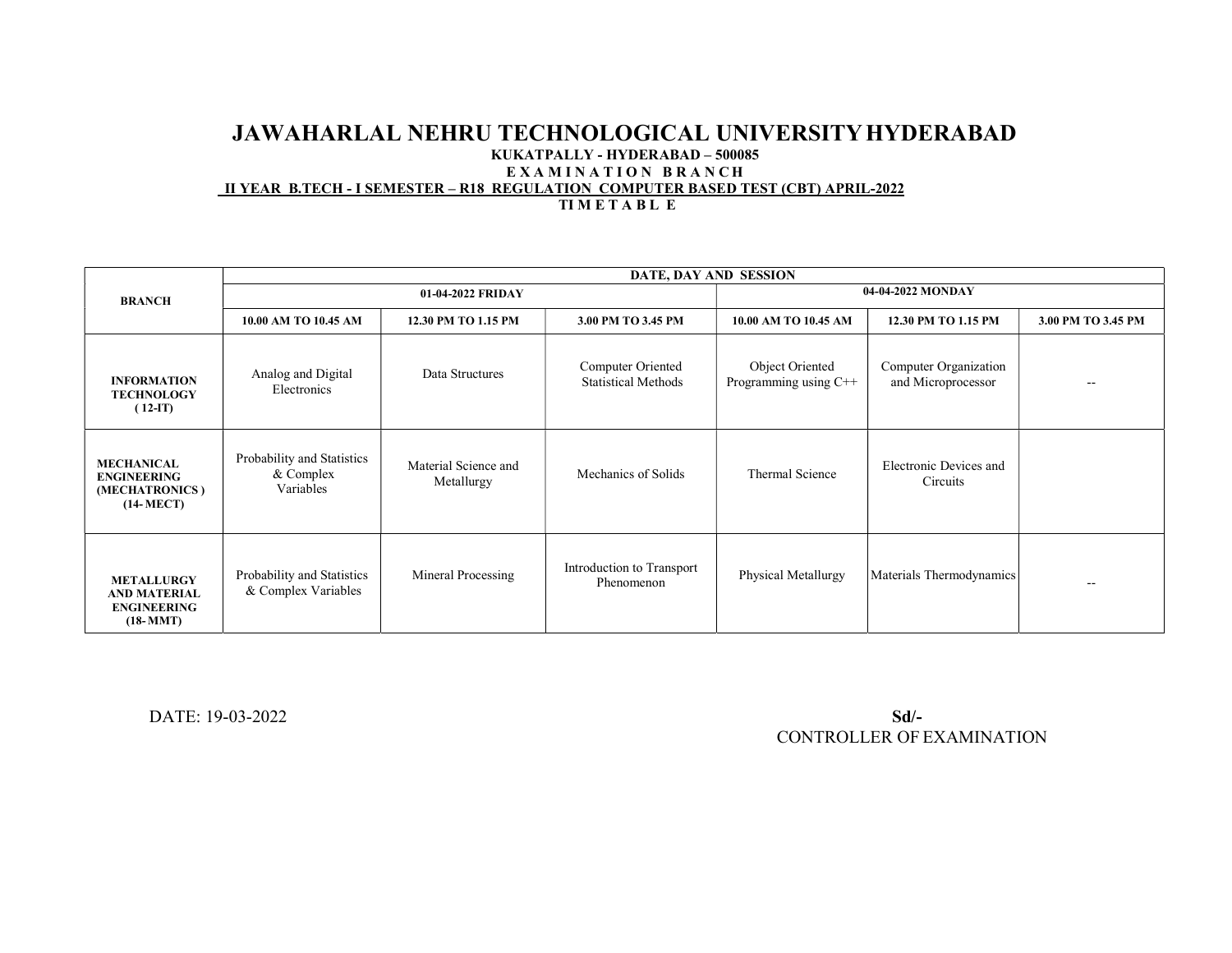# JAWAHARLAL NEHRU TECHNOLOGICAL UNIVERSITY HYDERABAD

**KUKATPALLY - HYDERABAD – 500085**

**E X A M I N A T I O N B R A N C H**

**II YEAR B.TECH - I SEMESTER – R18 REGULATION COMPUTER BASED TEST (CBT) APRIL-2022**

**TI M E T A B L E**

| BRANCH | DATE, DAY AND SESSION | | | | | |
|---|---|---|---|---|---|---|
| | 01-04-2022 FRIDAY | | | 04-04-2022 MONDAY | | |
| | 10.00 AM TO 10.45 AM | 12.30 PM TO 1.15 PM | 3.00 PM TO 3.45 PM | 10.00 AM TO 10.45 AM | 12.30 PM TO 1.15 PM | 3.00 PM TO 3.45 PM |
| INFORMATION TECHNOLOGY ( 12-IT) | Analog and Digital Electronics | Data Structures | Computer Oriented Statistical Methods | Object Oriented Programming using C++ | Computer Organization and Microprocessor | -- |
| MECHANICAL ENGINEERING (MECHATRONICS ) (14- MECT) | Probability and Statistics & Complex Variables | Material Science and Metallurgy | Mechanics of Solids | Thermal Science | Electronic Devices and Circuits | |
| METALLURGY AND MATERIAL ENGINEERING (18- MMT) | Probability and Statistics & Complex Variables | Mineral Processing | Introduction to Transport Phenomenon | Physical Metallurgy | Materials Thermodynamics | -- |

DATE: 19-03-2022

**Sd/-**
CONTROLLER OF EXAMINATION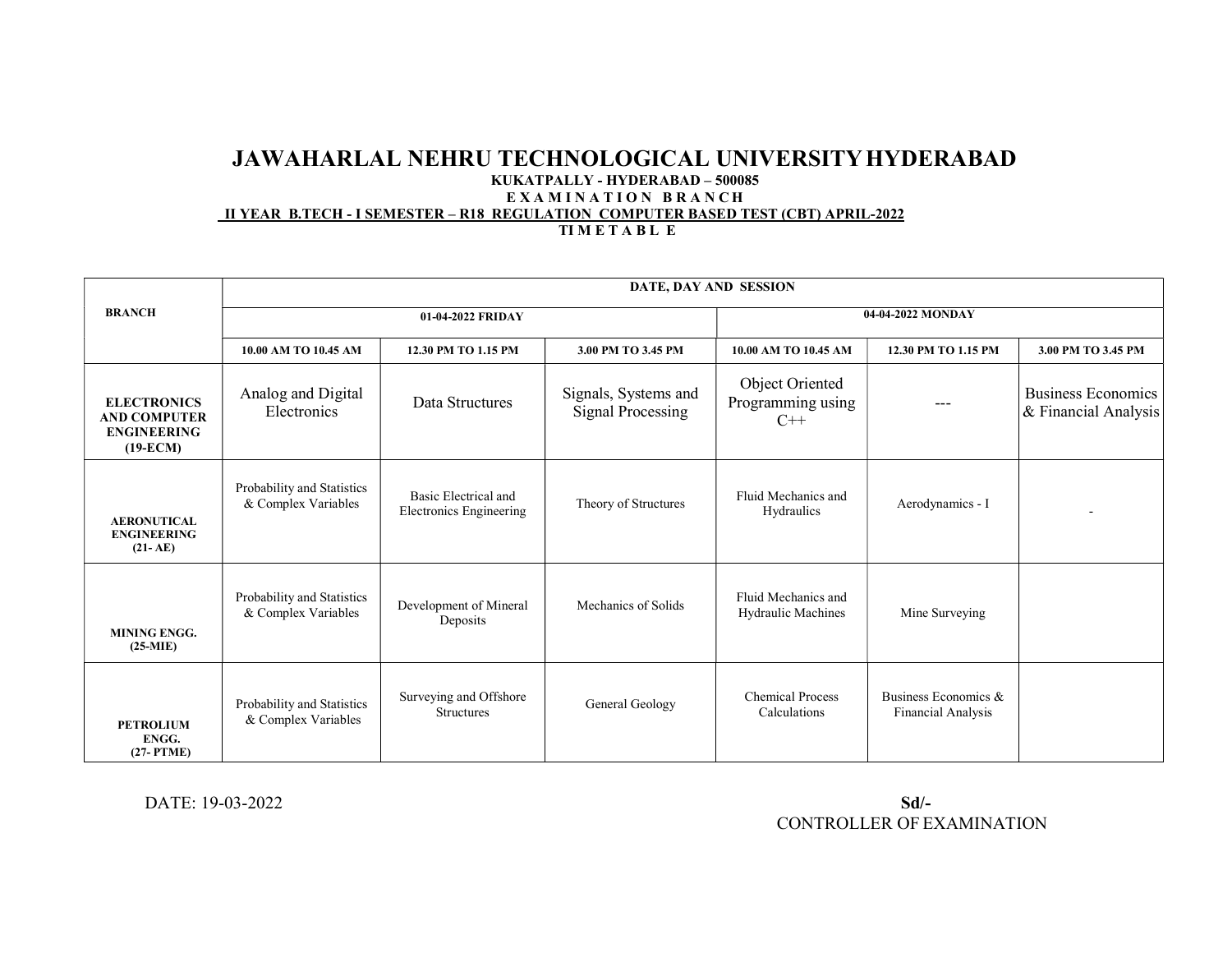# JAWAHARLAL NEHRU TECHNOLOGICAL UNIVERSITY HYDERABAD

**KUKATPALLY - HYDERABAD – 500085**

**E X A M I N A T I O N B R A N C H**

**II YEAR B.TECH - I SEMESTER – R18 REGULATION COMPUTER BASED TEST (CBT) APRIL-2022**

**TI M E T A B L E**

| BRANCH | DATE, DAY AND SESSION | | | | | |
|---|---|---|---|---|---|---|
| | 01-04-2022 FRIDAY | | | 04-04-2022 MONDAY | | |
| | 10.00 AM TO 10.45 AM | 12.30 PM TO 1.15 PM | 3.00 PM TO 3.45 PM | 10.00 AM TO 10.45 AM | 12.30 PM TO 1.15 PM | 3.00 PM TO 3.45 PM |
| **ELECTRONICS AND COMPUTER ENGINEERING (19-ECM)** | Analog and Digital Electronics | Data Structures | Signals, Systems and Signal Processing | Object Oriented Programming using C++ | --- | Business Economics & Financial Analysis |
| **AERONUTICAL ENGINEERING (21- AE)** | Probability and Statistics & Complex Variables | Basic Electrical and Electronics Engineering | Theory of Structures | Fluid Mechanics and Hydraulics | Aerodynamics - I | - |
| **MINING ENGG. (25-MIE)** | Probability and Statistics & Complex Variables | Development of Mineral Deposits | Mechanics of Solids | Fluid Mechanics and Hydraulic Machines | Mine Surveying | |
| **PETROLIUM ENGG. (27- PTME)** | Probability and Statistics & Complex Variables | Surveying and Offshore Structures | General Geology | Chemical Process Calculations | Business Economics & Financial Analysis | |

DATE: 19-03-2022

**Sd/-**

CONTROLLER OF EXAMINATION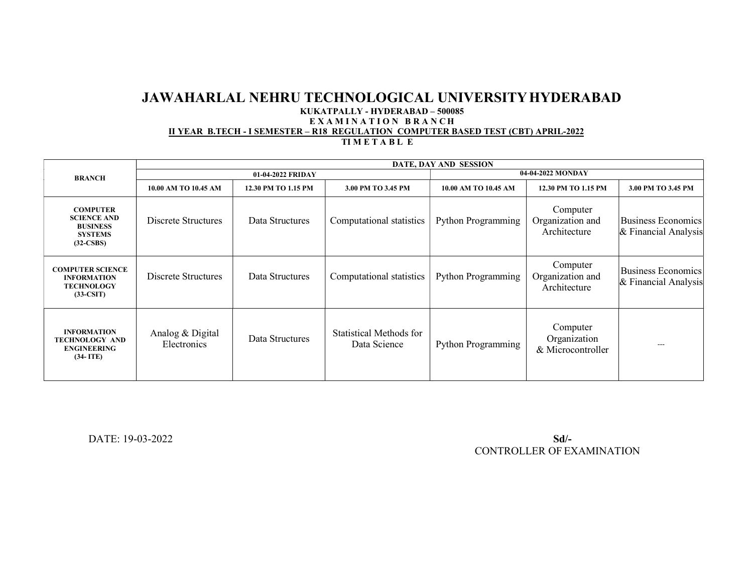# JAWAHARLAL NEHRU TECHNOLOGICAL UNIVERSITY HYDERABAD

**KUKATPALLY - HYDERABAD – 500085**

**E X A M I N A T I O N B R A N C H**

**II YEAR B.TECH - I SEMESTER – R18 REGULATION COMPUTER BASED TEST (CBT) APRIL-2022**

**TI M E T A B L E**

| BRANCH | DATE, DAY AND SESSION | | | | | |
|---|---|---|---|---|---|---|
| | 01-04-2022 FRIDAY | | | 04-04-2022 MONDAY | | |
| | 10.00 AM TO 10.45 AM | 12.30 PM TO 1.15 PM | 3.00 PM TO 3.45 PM | 10.00 AM TO 10.45 AM | 12.30 PM TO 1.15 PM | 3.00 PM TO 3.45 PM |
| COMPUTER SCIENCE AND BUSINESS SYSTEMS (32-CSBS) | Discrete Structures | Data Structures | Computational statistics | Python Programming | Computer Organization and Architecture | Business Economics & Financial Analysis |
| COMPUTER SCIENCE INFORMATION TECHNOLOGY (33-CSIT) | Discrete Structures | Data Structures | Computational statistics | Python Programming | Computer Organization and Architecture | Business Economics & Financial Analysis |
| INFORMATION TECHNOLOGY AND ENGINEERING (34- ITE) | Analog & Digital Electronics | Data Structures | Statistical Methods for Data Science | Python Programming | Computer Organization & Microcontroller | --- |

DATE: 19-03-2022

**Sd/-**

CONTROLLER OF EXAMINATION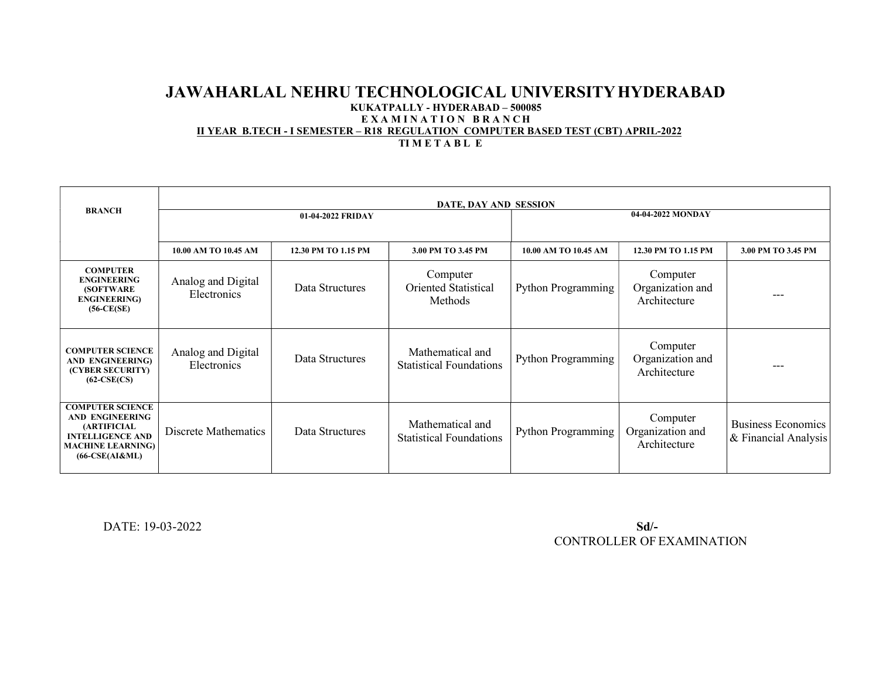# JAWAHARLAL NEHRU TECHNOLOGICAL UNIVERSITY HYDERABAD

**KUKATPALLY - HYDERABAD – 500085**

**E X A M I N A T I O N B R A N C H**

**II YEAR B.TECH - I SEMESTER – R18 REGULATION COMPUTER BASED TEST (CBT) APRIL-2022**

**TI M E T A B L E**

| BRANCH | DATE, DAY AND SESSION | | | | | |
|---|---|---|---|---|---|---|
| | 01-04-2022 FRIDAY | | | 04-04-2022 MONDAY | | |
| | 10.00 AM TO 10.45 AM | 12.30 PM TO 1.15 PM | 3.00 PM TO 3.45 PM | 10.00 AM TO 10.45 AM | 12.30 PM TO 1.15 PM | 3.00 PM TO 3.45 PM |
| COMPUTER ENGINEERING (SOFTWARE ENGINEERING) (56-CE(SE) | Analog and Digital Electronics | Data Structures | Computer Oriented Statistical Methods | Python Programming | Computer Organization and Architecture | --- |
| COMPUTER SCIENCE AND ENGINEERING) (CYBER SECURITY) (62-CSE(CS) | Analog and Digital Electronics | Data Structures | Mathematical and Statistical Foundations | Python Programming | Computer Organization and Architecture | --- |
| COMPUTER SCIENCE AND ENGINEERING (ARTIFICIAL INTELLIGENCE AND MACHINE LEARNING) (66-CSE(AI&ML) | Discrete Mathematics | Data Structures | Mathematical and Statistical Foundations | Python Programming | Computer Organization and Architecture | Business Economics & Financial Analysis |

DATE: 19-03-2022

**Sd/-**

CONTROLLER OF EXAMINATION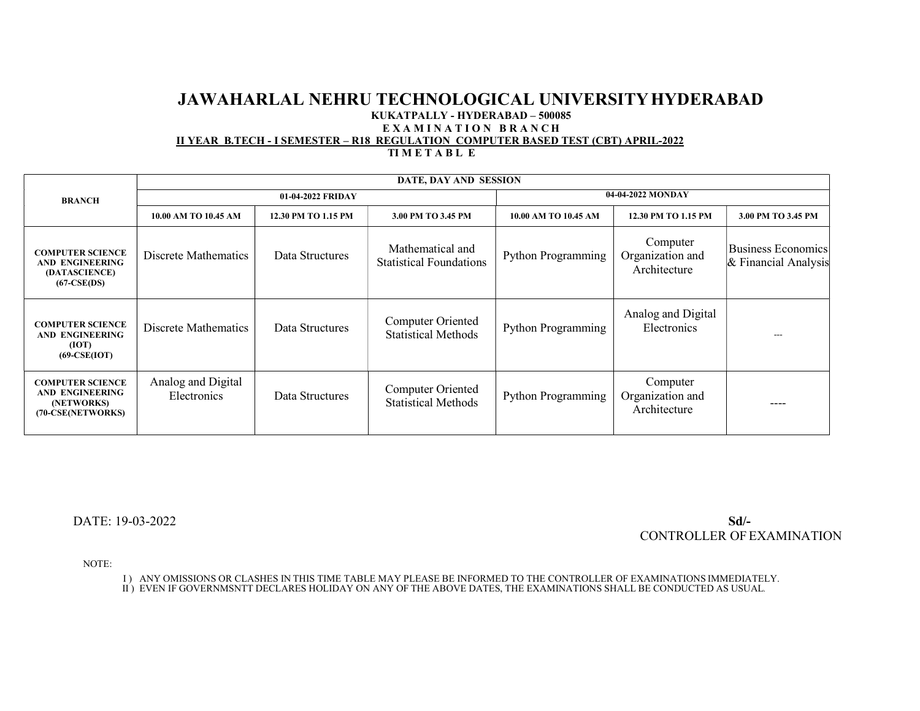# JAWAHARLAL NEHRU TECHNOLOGICAL UNIVERSITY HYDERABAD

**KUKATPALLY - HYDERABAD – 500085**

**E X A M I N A T I O N B R A N C H**

**II YEAR B.TECH - I SEMESTER – R18 REGULATION COMPUTER BASED TEST (CBT) APRIL-2022**

**TI M E T A B L E**

| BRANCH | DATE, DAY AND SESSION | | | | | |
|---|---|---|---|---|---|---|
| | 01-04-2022 FRIDAY | | | 04-04-2022 MONDAY | | |
| | 10.00 AM TO 10.45 AM | 12.30 PM TO 1.15 PM | 3.00 PM TO 3.45 PM | 10.00 AM TO 10.45 AM | 12.30 PM TO 1.15 PM | 3.00 PM TO 3.45 PM |
| COMPUTER SCIENCE AND ENGINEERING (DATASCIENCE) (67-CSE(DS) | Discrete Mathematics | Data Structures | Mathematical and Statistical Foundations | Python Programming | Computer Organization and Architecture | Business Economics & Financial Analysis |
| COMPUTER SCIENCE AND ENGINEERING (IOT) (69-CSE(IOT) | Discrete Mathematics | Data Structures | Computer Oriented Statistical Methods | Python Programming | Analog and Digital Electronics | --- |
| COMPUTER SCIENCE AND ENGINEERING (NETWORKS) (70-CSE(NETWORKS) | Analog and Digital Electronics | Data Structures | Computer Oriented Statistical Methods | Python Programming | Computer Organization and Architecture | ---- |

DATE: 19-03-2022

**Sd/-**
CONTROLLER OF EXAMINATION

NOTE:

I ) ANY OMISSIONS OR CLASHES IN THIS TIME TABLE MAY PLEASE BE INFORMED TO THE CONTROLLER OF EXAMINATIONS IMMEDIATELY.
II ) EVEN IF GOVERNMSNTT DECLARES HOLIDAY ON ANY OF THE ABOVE DATES, THE EXAMINATIONS SHALL BE CONDUCTED AS USUAL.